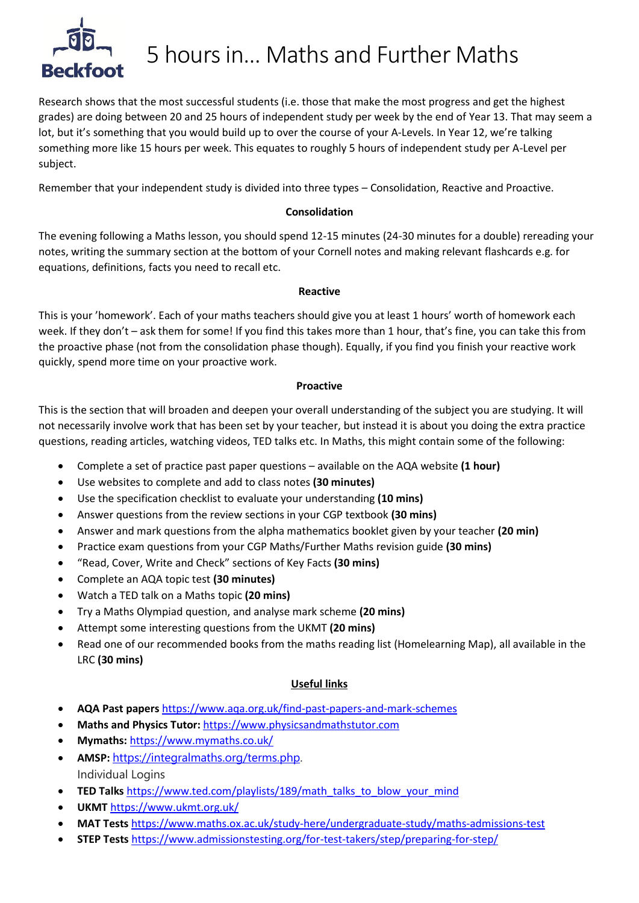# 5 hours in... Maths and Further Maths

Research shows that the most successful students (i.e. those that make the most progress and get the highest grades) are doing between 20 and 25 hours of independent study per week by the end of Year 13. That may seem a lot, but it's something that you would build up to over the course of your A-Levels. In Year 12, we're talking something more like 15 hours per week. This equates to roughly 5 hours of independent study per A-Level per subject.

Remember that your independent study is divided into three types – Consolidation, Reactive and Proactive.

**Consolidation**

The evening following a Maths lesson, you should spend 12-15 minutes (24-30 minutes for a double) rereading your notes, writing the summary section at the bottom of your Cornell notes and making relevant flashcards e.g. for equations, definitions, facts you need to recall etc.

**Reactive**

This is your 'homework'. Each of your maths teachers should give you at least 1 hours' worth of homework each week. If they don't – ask them for some! If you find this takes more than 1 hour, that's fine, you can take this from the proactive phase (not from the consolidation phase though). Equally, if you find you finish your reactive work quickly, spend more time on your proactive work.

**Proactive**

This is the section that will broaden and deepen your overall understanding of the subject you are studying. It will not necessarily involve work that has been set by your teacher, but instead it is about you doing the extra practice questions, reading articles, watching videos, TED talks etc. In Maths, this might contain some of the following:

- Complete a set of practice past paper questions – available on the AQA website **(1 hour)**
- Use websites to complete and add to class notes **(30 minutes)**
- Use the specification checklist to evaluate your understanding **(10 mins)**
- Answer questions from the review sections in your CGP textbook **(30 mins)**
- Answer and mark questions from the alpha mathematics booklet given by your teacher **(20 min)**
- Practice exam questions from your CGP Maths/Further Maths revision guide **(30 mins)**
- "Read, Cover, Write and Check" sections of Key Facts **(30 mins)**
- Complete an AQA topic test **(30 minutes)**
- Watch a TED talk on a Maths topic **(20 mins)**
- Try a Maths Olympiad question, and analyse mark scheme **(20 mins)**
- Attempt some interesting questions from the UKMT **(20 mins)**
- Read one of our recommended books from the maths reading list (Homelearning Map), all available in the LRC **(30 mins)**

**Useful links**

- **AQA Past papers** https://www.aqa.org.uk/find-past-papers-and-mark-schemes
- **Maths and Physics Tutor:** https://www.physicsandmathstutor.com
- **Mymaths:** https://www.mymaths.co.uk/
- **AMSP:** https://integralmaths.org/terms.php.
  Individual Logins
- **TED Talks** https://www.ted.com/playlists/189/math_talks_to_blow_your_mind
- **UKMT** https://www.ukmt.org.uk/
- **MAT Tests** https://www.maths.ox.ac.uk/study-here/undergraduate-study/maths-admissions-test
- **STEP Tests** https://www.admissiontesting.org/for-test-takers/step/preparing-for-step/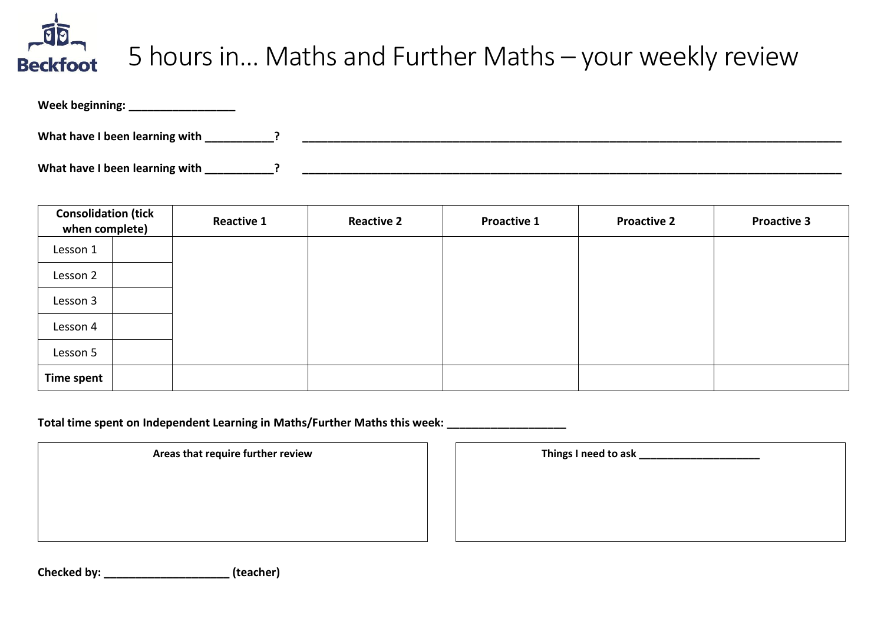# 5 hours in… Maths and Further Maths – your weekly review

**Week beginning: _________________**

**What have I been learning with ___________?** _______________________________________________________________________________________________

**What have I been learning with ___________?** _______________________________________________________________________________________________

| Consolidation (tick when complete) | | Reactive 1 | Reactive 2 | Proactive 1 | Proactive 2 | Proactive 3 |
|---|---|---|---|---|---|---|
| Lesson 1 | | | | | | |
| Lesson 2 | | | | | | |
| Lesson 3 | | | | | | |
| Lesson 4 | | | | | | |
| Lesson 5 | | | | | | |
| **Time spent** | | | | | | |

**Total time spent on Independent Learning in Maths/Further Maths this week: ___________________**

| Areas that require further review |
|---|
| |

| Things I need to ask _____________________ |
|---|
| |

**Checked by: ____________________ (teacher)**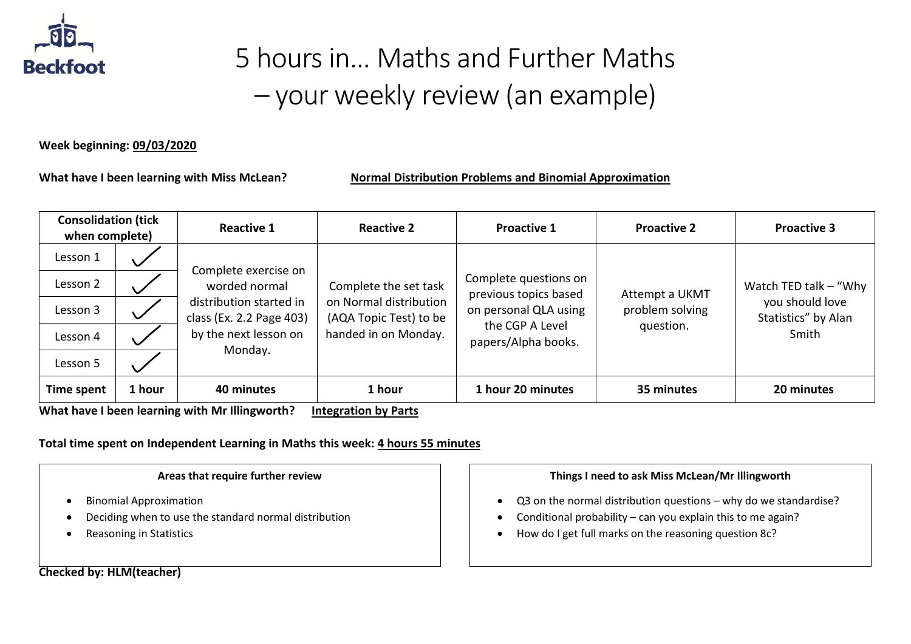# 5 hours in… Maths and Further Maths – your weekly review (an example)

**Week beginning:** **09/03/2020**

**What have I been learning with Miss McLean?** **Normal Distribution Problems and Binomial Approximation**

| Consolidation (tick when complete) | | Reactive 1 | Reactive 2 | Proactive 1 | Proactive 2 | Proactive 3 |
|---|---|---|---|---|---|---|
| Lesson 1 | ✓ | Complete exercise on worded normal distribution started in class (Ex. 2.2 Page 403) by the next lesson on Monday. | Complete the set task on Normal distribution (AQA Topic Test) to be handed in on Monday. | Complete questions on previous topics based on personal QLA using the CGP A Level papers/Alpha books. | Attempt a UKMT problem solving question. | Watch TED talk – "Why you should love Statistics" by Alan Smith |
| Lesson 2 | ✓ | | | | | |
| Lesson 3 | ✓ | | | | | |
| Lesson 4 | ✓ | | | | | |
| Lesson 5 | ✓ | | | | | |
| **Time spent** | **1 hour** | **40 minutes** | **1 hour** | **1 hour 20 minutes** | **35 minutes** | **20 minutes** |

**What have I been learning with Mr Illingworth?** **Integration by Parts**

**Total time spent on Independent Learning in Maths this week:** **4 hours 55 minutes**

**Areas that require further review**

- Binomial Approximation
- Deciding when to use the standard normal distribution
- Reasoning in Statistics

**Things I need to ask Miss McLean/Mr Illingworth**

- Q3 on the normal distribution questions – why do we standardise?
- Conditional probability – can you explain this to me again?
- How do I get full marks on the reasoning question 8c?

**Checked by: HLM(teacher)**